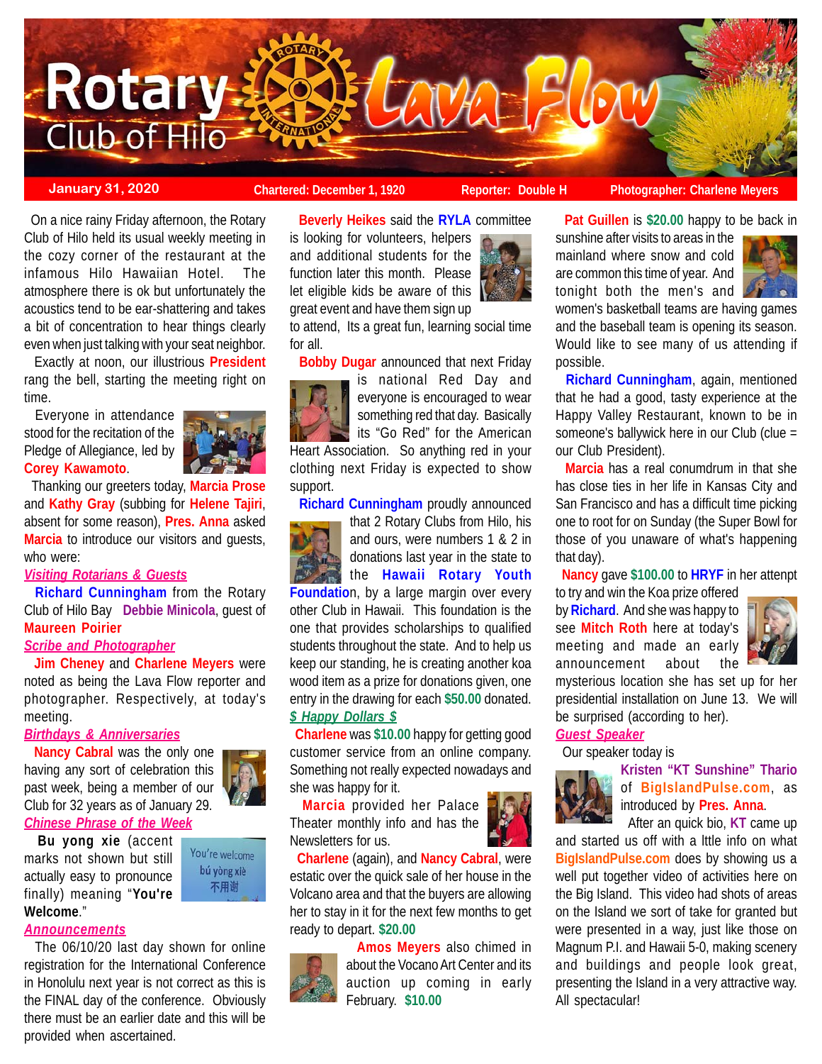# Rotary Club of Hilo — Lava Flow

**January 31, 2020** | **Chartered: December 1, 1920** | **Reporter: Double H** | **Photographer: Charlene Meyers**

On a nice rainy Friday afternoon, the Rotary Club of Hilo held its usual weekly meeting in the cozy corner of the restaurant at the infamous Hilo Hawaiian Hotel. The atmosphere there is ok but unfortunately the acoustics tend to be ear-shattering and takes a bit of concentration to hear things clearly even when just talking with your seat neighbor.

Exactly at noon, our illustrious **President** rang the bell, starting the meeting right on time.

Everyone in attendance stood for the recitation of the Pledge of Allegiance, led by **Corey Kawamoto**.

Thanking our greeters today, **Marcia Prose** and **Kathy Gray** (subbing for **Helene Tajiri**, absent for some reason), **Pres. Anna** asked **Marcia** to introduce our visitors and guests, who were:

***Visiting Rotarians & Guests***

**Richard Cunningham** from the Rotary Club of Hilo Bay **Debbie Minicola**, guest of **Maureen Poirier**

***Scribe and Photographer***

**Jim Cheney** and **Charlene Meyers** were noted as being the Lava Flow reporter and photographer. Respectively, at today's meeting.

***Birthdays & Anniversaries***

**Nancy Cabral** was the only one having any sort of celebration this past week, being a member of our Club for 32 years as of January 29.

***Chinese Phrase of the Week***

**Bu yong xie** (accent marks not shown but still actually easy to pronounce finally) meaning "**You're Welcome**."

You're welcome
bú yòng xiè
不用谢

***Announcements***

The 06/10/20 last day shown for online registration for the International Conference in Honolulu next year is not correct as this is the FINAL day of the conference. Obviously there must be an earlier date and this will be provided when ascertained.

**Beverly Heikes** said the **RYLA** committee is looking for volunteers, helpers and additional students for the function later this month. Please let eligible kids be aware of this great event and have them sign up to attend, Its a great fun, learning social time for all.

**Bobby Dugar** announced that next Friday is national Red Day and everyone is encouraged to wear something red that day. Basically its "Go Red" for the American Heart Association. So anything red in your clothing next Friday is expected to show support.

**Richard Cunningham** proudly announced that 2 Rotary Clubs from Hilo, his and ours, were numbers 1 & 2 in donations last year in the state to the **Hawaii Rotary Youth Foundation**, by a large margin over every other Club in Hawaii. This foundation is the one that provides scholarships to qualified students throughout the state. And to help us keep our standing, he is creating another koa wood item as a prize for donations given, one entry in the drawing for each **$50.00** donated.

***$ Happy Dollars $***

**Charlene** was **$10.00** happy for getting good customer service from an online company. Something not really expected nowadays and she was happy for it.

**Marcia** provided her Palace Theater monthly info and has the Newsletters for us.

**Charlene** (again), and **Nancy Cabral**, were estatic over the quick sale of her house in the Volcano area and that the buyers are allowing her to stay in it for the next few months to get ready to depart. **$20.00**

**Amos Meyers** also chimed in about the Vocano Art Center and its auction up coming in early February. **$10.00**

**Pat Guillen** is **$20.00** happy to be back in sunshine after visits to areas in the mainland where snow and cold are common this time of year. And tonight both the men's and women's basketball teams are having games and the baseball team is opening its season. Would like to see many of us attending if possible.

**Richard Cunningham**, again, mentioned that he had a good, tasty experience at the Happy Valley Restaurant, known to be in someone's ballywick here in our Club (clue = our Club President).

**Marcia** has a real conumdrum in that she has close ties in her life in Kansas City and San Francisco and has a difficult time picking one to root for on Sunday (the Super Bowl for those of you unaware of what's happening that day).

**Nancy** gave **$100.00** to **HRYF** in her attempt to try and win the Koa prize offered by **Richard**. And she was happy to see **Mitch Roth** here at today's meeting and made an early announcement about the mysterious location she has set up for her presidential installation on June 13. We will be surprised (according to her).

***Guest Speaker***

Our speaker today is **Kristen "KT Sunshine" Thario** of **BigIslandPulse.com**, as introduced by **Pres. Anna**.

After an quick bio, **KT** came up and started us off with a lttle info on what **BigIslandPulse.com** does by showing us a well put together video of activities here on the Big Island. This video had shots of areas on the Island we sort of take for granted but were presented in a way, just like those on Magnum P.I. and Hawaii 5-0, making scenery and buildings and people look great, presenting the Island in a very attractive way. All spectacular!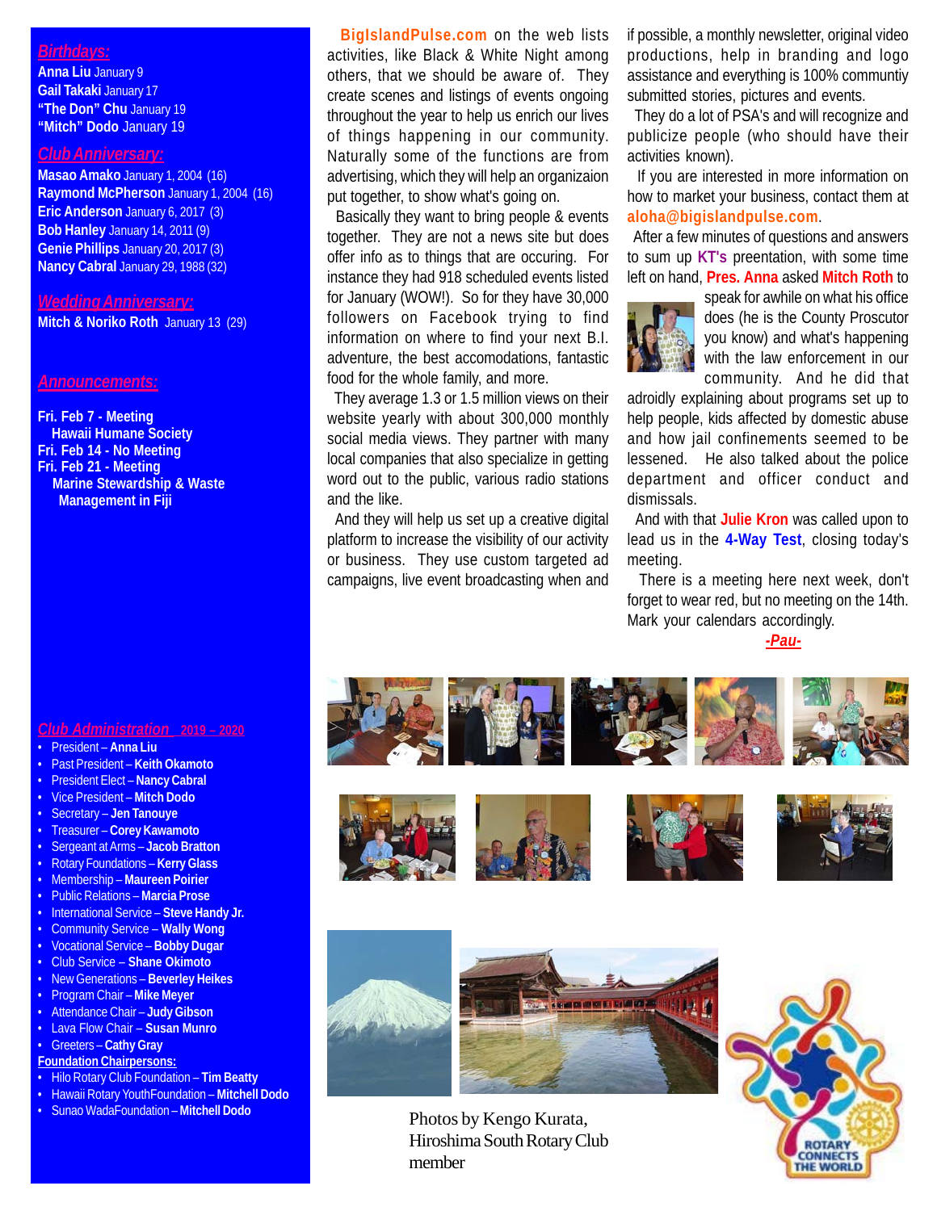## Birthdays:

**Anna Liu** January 9
**Gail Takaki** January 17
**"The Don" Chu** January 19
**"Mitch" Dodo** January 19

## Club Anniversary:

**Masao Amako** January 1, 2004 (16)
**Raymond McPherson** January 1, 2004 (16)
**Eric Anderson** January 6, 2017 (3)
**Bob Hanley** January 14, 2011 (9)
**Genie Phillips** January 20, 2017 (3)
**Nancy Cabral** January 29, 1988 (32)

## Wedding Anniversary:

**Mitch & Noriko Roth** January 13 (29)

## Announcements:

**Fri. Feb 7 - Meeting**
**Hawaii Humane Society**
**Fri. Feb 14 - No Meeting**
**Fri. Feb 21 - Meeting**
**Marine Stewardship & Waste Management in Fiji**

## Club Administration 2019 – 2020

- President – **Anna Liu**
- Past President – **Keith Okamoto**
- President Elect – **Nancy Cabral**
- Vice President – **Mitch Dodo**
- Secretary – **Jen Tanouye**
- Treasurer – **Corey Kawamoto**
- Sergeant at Arms – **Jacob Bratton**
- Rotary Foundations – **Kerry Glass**
- Membership – **Maureen Poirier**
- Public Relations – **Marcia Prose**
- International Service – **Steve Handy Jr.**
- Community Service – **Wally Wong**
- Vocational Service – **Bobby Dugar**
- Club Service – **Shane Okimoto**
- New Generations – **Beverley Heikes**
- Program Chair – **Mike Meyer**
- Attendance Chair – **Judy Gibson**
- Lava Flow Chair – **Susan Munro**
- Greeters – **Cathy Gray**

**Foundation Chairpersons:**

- Hilo Rotary Club Foundation – **Tim Beatty**
- Hawaii Rotary YouthFoundation – **Mitchell Dodo**
- Sunao WadaFoundation – **Mitchell Dodo**

**BigIslandPulse.com** on the web lists activities, like Black & White Night among others, that we should be aware of. They create scenes and listings of events ongoing throughout the year to help us enrich our lives of things happening in our community. Naturally some of the functions are from advertising, which they will help an organizaion put together, to show what's going on.

Basically they want to bring people & events together. They are not a news site but does offer info as to things that are occuring. For instance they had 918 scheduled events listed for January (WOW!). So for they have 30,000 followers on Facebook trying to find information on where to find your next B.I. adventure, the best accomodations, fantastic food for the whole family, and more.

They average 1.3 or 1.5 million views on their website yearly with about 300,000 monthly social media views. They partner with many local companies that also specialize in getting word out to the public, various radio stations and the like.

And they will help us set up a creative digital platform to increase the visibility of our activity or business. They use custom targeted ad campaigns, live event broadcasting when and if possible, a monthly newsletter, original video productions, help in branding and logo assistance and everything is 100% communtiy submitted stories, pictures and events.

They do a lot of PSA's and will recognize and publicize people (who should have their activities known).

If you are interested in more information on how to market your business, contact them at **aloha@bigislandpulse.com**.

After a few minutes of questions and answers to sum up **KT's** preentation, with some time left on hand, **Pres. Anna** asked **Mitch Roth** to speak for awhile on what his office does (he is the County Proscutor you know) and what's happening with the law enforcement in our community. And he did that adroidly explaining about programs set up to help people, kids affected by domestic abuse and how jail confinements seemed to be lessened. He also talked about the police department and officer conduct and dismissals.

And with that **Julie Kron** was called upon to lead us in the **4-Way Test**, closing today's meeting.

There is a meeting here next week, don't forget to wear red, but no meeting on the 14th. Mark your calendars accordingly.

*-Pau-*

Photos by Kengo Kurata, Hiroshima South Rotary Club member